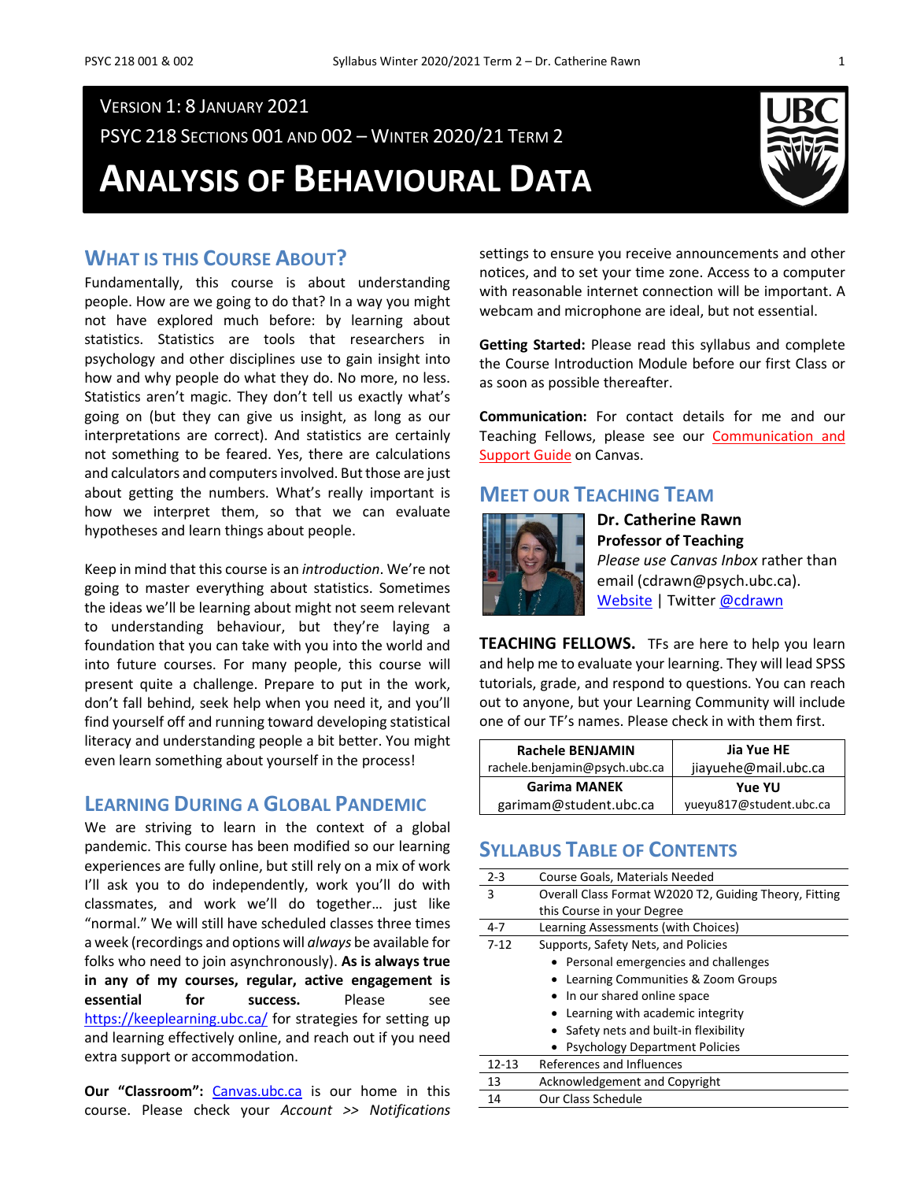Version 1: 8 January 2021

PSYC 218 Sections 001 and 002 – Winter 2020/21 Term 2

# Analysis of Behavioural Data

## What is this Course About?

Fundamentally, this course is about understanding people. How are we going to do that? In a way you might not have explored much before: by learning about statistics. Statistics are tools that researchers in psychology and other disciplines use to gain insight into how and why people do what they do. No more, no less. Statistics aren't magic. They don't tell us exactly what's going on (but they can give us insight, as long as our interpretations are correct). And statistics are certainly not something to be feared. Yes, there are calculations and calculators and computers involved. But those are just about getting the numbers. What's really important is how we interpret them, so that we can evaluate hypotheses and learn things about people.

Keep in mind that this course is an *introduction*. We're not going to master everything about statistics. Sometimes the ideas we'll be learning about might not seem relevant to understanding behaviour, but they're laying a foundation that you can take with you into the world and into future courses. For many people, this course will present quite a challenge. Prepare to put in the work, don't fall behind, seek help when you need it, and you'll find yourself off and running toward developing statistical literacy and understanding people a bit better. You might even learn something about yourself in the process!

## Learning During a Global Pandemic

We are striving to learn in the context of a global pandemic. This course has been modified so our learning experiences are fully online, but still rely on a mix of work I'll ask you to do independently, work you'll do with classmates, and work we'll do together… just like "normal." We will still have scheduled classes three times a week (recordings and options will *always* be available for folks who need to join asynchronously). **As is always true in any of my courses, regular, active engagement is essential for success.** Please see https://keeplearning.ubc.ca/ for strategies for setting up and learning effectively online, and reach out if you need extra support or accommodation.

**Our "Classroom":** Canvas.ubc.ca is our home in this course. Please check your *Account >> Notifications* settings to ensure you receive announcements and other notices, and to set your time zone. Access to a computer with reasonable internet connection will be important. A webcam and microphone are ideal, but not essential.

**Getting Started:** Please read this syllabus and complete the Course Introduction Module before our first Class or as soon as possible thereafter.

**Communication:** For contact details for me and our Teaching Fellows, please see our Communication and Support Guide on Canvas.

## Meet our Teaching Team

**Dr. Catherine Rawn**
**Professor of Teaching**
*Please use Canvas Inbox* rather than email (cdrawn@psych.ubc.ca).
Website | Twitter @cdrawn

**TEACHING FELLOWS.** TFs are here to help you learn and help me to evaluate your learning. They will lead SPSS tutorials, grade, and respond to questions. You can reach out to anyone, but your Learning Community will include one of our TF's names. Please check in with them first.

| Rachele BENJAMIN<br>rachele.benjamin@psych.ubc.ca | Jia Yue HE<br>jiayuehe@mail.ubc.ca |
|---|---|
| Garima MANEK<br>garimam@student.ubc.ca | Yue YU<br>yueyu817@student.ubc.ca |

## Syllabus Table of Contents

| Pages | Contents |
|---|---|
| 2-3 | Course Goals, Materials Needed |
| 3 | Overall Class Format W2020 T2, Guiding Theory, Fitting this Course in your Degree |
| 4-7 | Learning Assessments (with Choices) |
| 7-12 | Supports, Safety Nets, and Policies<br>• Personal emergencies and challenges<br>• Learning Communities & Zoom Groups<br>• In our shared online space<br>• Learning with academic integrity<br>• Safety nets and built-in flexibility<br>• Psychology Department Policies |
| 12-13 | References and Influences |
| 13 | Acknowledgement and Copyright |
| 14 | Our Class Schedule |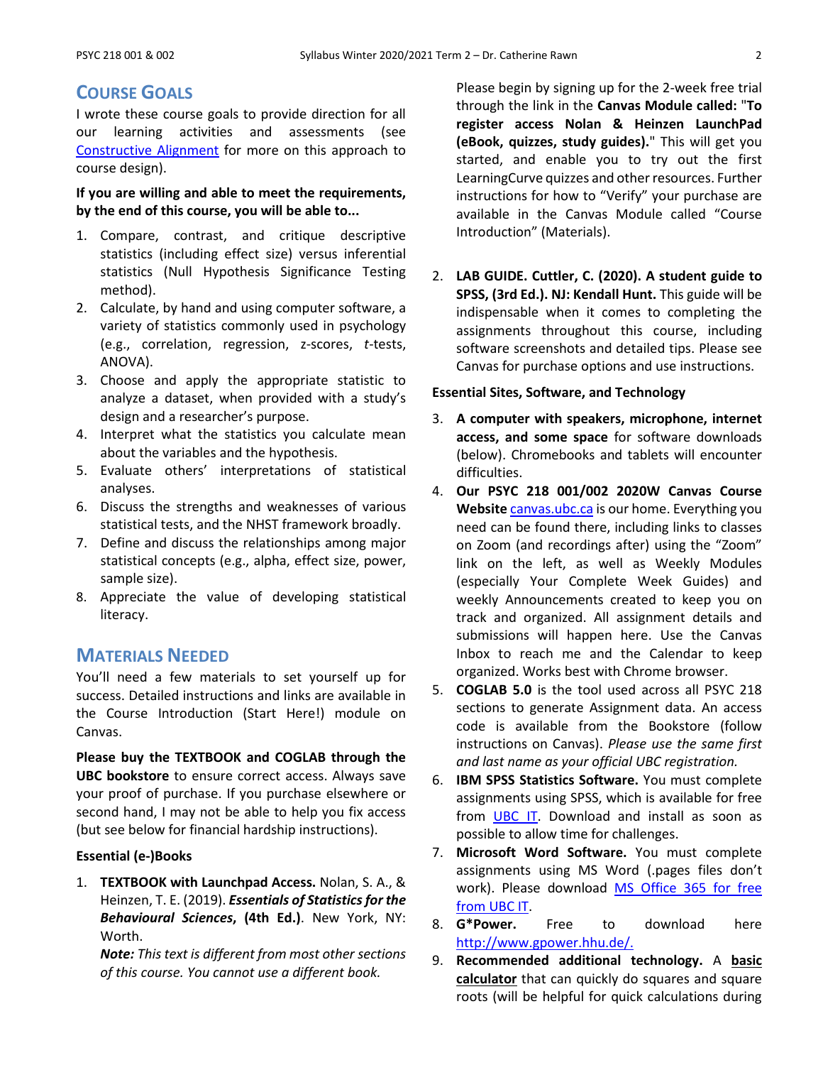## Course Goals

I wrote these course goals to provide direction for all our learning activities and assessments (see Constructive Alignment for more on this approach to course design).

**If you are willing and able to meet the requirements, by the end of this course, you will be able to...**

1. Compare, contrast, and critique descriptive statistics (including effect size) versus inferential statistics (Null Hypothesis Significance Testing method).
2. Calculate, by hand and using computer software, a variety of statistics commonly used in psychology (e.g., correlation, regression, z-scores, *t*-tests, ANOVA).
3. Choose and apply the appropriate statistic to analyze a dataset, when provided with a study's design and a researcher's purpose.
4. Interpret what the statistics you calculate mean about the variables and the hypothesis.
5. Evaluate others' interpretations of statistical analyses.
6. Discuss the strengths and weaknesses of various statistical tests, and the NHST framework broadly.
7. Define and discuss the relationships among major statistical concepts (e.g., alpha, effect size, power, sample size).
8. Appreciate the value of developing statistical literacy.

## Materials Needed

You'll need a few materials to set yourself up for success. Detailed instructions and links are available in the Course Introduction (Start Here!) module on Canvas.

**Please buy the TEXTBOOK and COGLAB through the UBC bookstore** to ensure correct access. Always save your proof of purchase. If you purchase elsewhere or second hand, I may not be able to help you fix access (but see below for financial hardship instructions).

### Essential (e-)Books

1. **TEXTBOOK with Launchpad Access.** Nolan, S. A., & Heinzen, T. E. (2019). ***Essentials of Statistics for the Behavioural Sciences*, (4th Ed.)**. New York, NY: Worth.
   ***Note:** This text is different from most other sections of this course. You cannot use a different book.*
   
   Please begin by signing up for the 2-week free trial through the link in the **Canvas Module called: "To register access Nolan & Heinzen LaunchPad (eBook, quizzes, study guides).**" This will get you started, and enable you to try out the first LearningCurve quizzes and other resources. Further instructions for how to "Verify" your purchase are available in the Canvas Module called "Course Introduction" (Materials).

2. **LAB GUIDE. Cuttler, C. (2020). A student guide to SPSS, (3rd Ed.). NJ: Kendall Hunt.** This guide will be indispensable when it comes to completing the assignments throughout this course, including software screenshots and detailed tips. Please see Canvas for purchase options and use instructions.

### Essential Sites, Software, and Technology

3. **A computer with speakers, microphone, internet access, and some space** for software downloads (below). Chromebooks and tablets will encounter difficulties.
4. **Our PSYC 218 001/002 2020W Canvas Course Website** canvas.ubc.ca is our home. Everything you need can be found there, including links to classes on Zoom (and recordings after) using the "Zoom" link on the left, as well as Weekly Modules (especially Your Complete Week Guides) and weekly Announcements created to keep you on track and organized. All assignment details and submissions will happen here. Use the Canvas Inbox to reach me and the Calendar to keep organized. Works best with Chrome browser.
5. **COGLAB 5.0** is the tool used across all PSYC 218 sections to generate Assignment data. An access code is available from the Bookstore (follow instructions on Canvas). *Please use the same first and last name as your official UBC registration.*
6. **IBM SPSS Statistics Software.** You must complete assignments using SPSS, which is available for free from UBC IT. Download and install as soon as possible to allow time for challenges.
7. **Microsoft Word Software.** You must complete assignments using MS Word (.pages files don't work). Please download MS Office 365 for free from UBC IT.
8. **G*Power.** Free to download here http://www.gpower.hhu.de/.
9. **Recommended additional technology.** A **basic calculator** that can quickly do squares and square roots (will be helpful for quick calculations during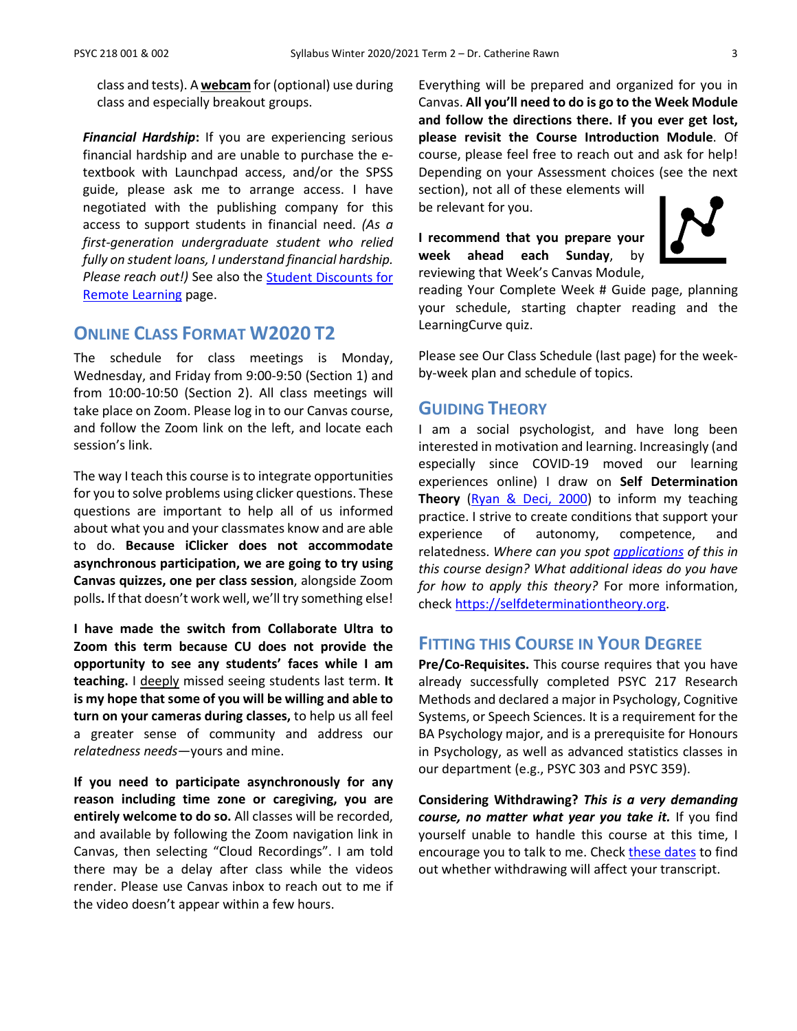class and tests). A **webcam** for (optional) use during class and especially breakout groups.

***Financial Hardship*:** If you are experiencing serious financial hardship and are unable to purchase the e-textbook with Launchpad access, and/or the SPSS guide, please ask me to arrange access. I have negotiated with the publishing company for this access to support students in financial need. *(As a first-generation undergraduate student who relied fully on student loans, I understand financial hardship. Please reach out!)* See also the [Student Discounts for Remote Learning]() page.

## Online Class Format W2020 T2

The schedule for class meetings is Monday, Wednesday, and Friday from 9:00-9:50 (Section 1) and from 10:00-10:50 (Section 2). All class meetings will take place on Zoom. Please log in to our Canvas course, and follow the Zoom link on the left, and locate each session's link.

The way I teach this course is to integrate opportunities for you to solve problems using clicker questions. These questions are important to help all of us informed about what you and your classmates know and are able to do. **Because iClicker does not accommodate asynchronous participation, we are going to try using Canvas quizzes, one per class session**, alongside Zoom polls**.** If that doesn't work well, we'll try something else!

**I have made the switch from Collaborate Ultra to Zoom this term because CU does not provide the opportunity to see any students' faces while I am teaching.** I <u>deeply</u> missed seeing students last term. **It is my hope that some of you will be willing and able to turn on your cameras during classes,** to help us all feel a greater sense of community and address our *relatedness needs*—yours and mine.

**If you need to participate asynchronously for any reason including time zone or caregiving, you are entirely welcome to do so.** All classes will be recorded, and available by following the Zoom navigation link in Canvas, then selecting "Cloud Recordings". I am told there may be a delay after class while the videos render. Please use Canvas inbox to reach out to me if the video doesn't appear within a few hours.

Everything will be prepared and organized for you in Canvas. **All you'll need to do is go to the Week Module and follow the directions there. If you ever get lost, please revisit the Course Introduction Module**. Of course, please feel free to reach out and ask for help! Depending on your Assessment choices (see the next section), not all of these elements will be relevant for you.

**I recommend that you prepare your week ahead each Sunday**, by reviewing that Week's Canvas Module, reading Your Complete Week # Guide page, planning your schedule, starting chapter reading and the LearningCurve quiz.

Please see Our Class Schedule (last page) for the week-by-week plan and schedule of topics.

## Guiding Theory

I am a social psychologist, and have long been interested in motivation and learning. Increasingly (and especially since COVID-19 moved our learning experiences online) I draw on **Self Determination Theory** ([Ryan & Deci, 2000]()) to inform my teaching practice. I strive to create conditions that support your experience of autonomy, competence, and relatedness. *Where can you spot [applications]() of this in this course design? What additional ideas do you have for how to apply this theory?* For more information, check [https://selfdeterminationtheory.org](https://selfdeterminationtheory.org).

## Fitting this Course in Your Degree

**Pre/Co-Requisites.** This course requires that you have already successfully completed PSYC 217 Research Methods and declared a major in Psychology, Cognitive Systems, or Speech Sciences. It is a requirement for the BA Psychology major, and is a prerequisite for Honours in Psychology, as well as advanced statistics classes in our department (e.g., PSYC 303 and PSYC 359).

**Considering Withdrawing? *This is a very demanding course, no matter what year you take it.*** If you find yourself unable to handle this course at this time, I encourage you to talk to me. Check [these dates]() to find out whether withdrawing will affect your transcript.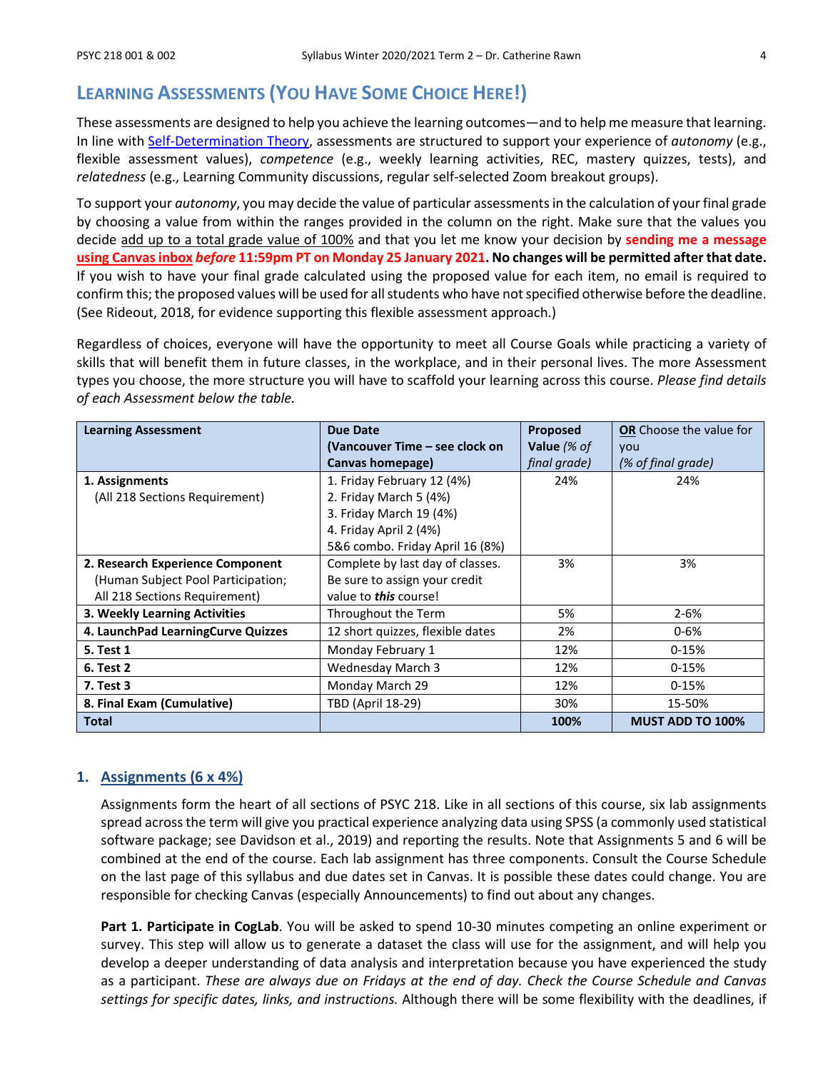## Learning Assessments (You Have Some Choice Here!)

These assessments are designed to help you achieve the learning outcomes—and to help me measure that learning. In line with [Self-Determination Theory](), assessments are structured to support your experience of *autonomy* (e.g., flexible assessment values), *competence* (e.g., weekly learning activities, REC, mastery quizzes, tests), and *relatedness* (e.g., Learning Community discussions, regular self-selected Zoom breakout groups).

To support your *autonomy*, you may decide the value of particular assessments in the calculation of your final grade by choosing a value from within the ranges provided in the column on the right. Make sure that the values you decide <u>add up to a total grade value of 100%</u> and that you let me know your decision by **sending me a message using Canvas inbox** ***before*** **11:59pm PT on Monday 25 January 2021. No changes will be permitted after that date.** If you wish to have your final grade calculated using the proposed value for each item, no email is required to confirm this; the proposed values will be used for all students who have not specified otherwise before the deadline. (See Rideout, 2018, for evidence supporting this flexible assessment approach.)

Regardless of choices, everyone will have the opportunity to meet all Course Goals while practicing a variety of skills that will benefit them in future classes, in the workplace, and in their personal lives. The more Assessment types you choose, the more structure you will have to scaffold your learning across this course. *Please find details of each Assessment below the table.*

| Learning Assessment | Due Date (Vancouver Time – see clock on Canvas homepage) | Proposed Value *(% of final grade)* | **OR** Choose the value for you *(% of final grade)* |
|---|---|---|---|
| **1. Assignments** (All 218 Sections Requirement) | 1. Friday February 12 (4%)<br>2. Friday March 5 (4%)<br>3. Friday March 19 (4%)<br>4. Friday April 2 (4%)<br>5&6 combo. Friday April 16 (8%) | 24% | 24% |
| **2. Research Experience Component** (Human Subject Pool Participation; All 218 Sections Requirement) | Complete by last day of classes. Be sure to assign your credit value to ***this*** course! | 3% | 3% |
| **3. Weekly Learning Activities** | Throughout the Term | 5% | 2-6% |
| **4. LaunchPad LearningCurve Quizzes** | 12 short quizzes, flexible dates | 2% | 0-6% |
| **5. Test 1** | Monday February 1 | 12% | 0-15% |
| **6. Test 2** | Wednesday March 3 | 12% | 0-15% |
| **7. Test 3** | Monday March 29 | 12% | 0-15% |
| **8. Final Exam (Cumulative)** | TBD (April 18-29) | 30% | 15-50% |
| **Total** | | **100%** | **MUST ADD TO 100%** |

### 1. Assignments (6 x 4%)

Assignments form the heart of all sections of PSYC 218. Like in all sections of this course, six lab assignments spread across the term will give you practical experience analyzing data using SPSS (a commonly used statistical software package; see Davidson et al., 2019) and reporting the results. Note that Assignments 5 and 6 will be combined at the end of the course. Each lab assignment has three components. Consult the Course Schedule on the last page of this syllabus and due dates set in Canvas. It is possible these dates could change. You are responsible for checking Canvas (especially Announcements) to find out about any changes.

**Part 1. Participate in CogLab**. You will be asked to spend 10-30 minutes competing an online experiment or survey. This step will allow us to generate a dataset the class will use for the assignment, and will help you develop a deeper understanding of data analysis and interpretation because you have experienced the study as a participant. *These are always due on Fridays at the end of day. Check the Course Schedule and Canvas settings for specific dates, links, and instructions.* Although there will be some flexibility with the deadlines, if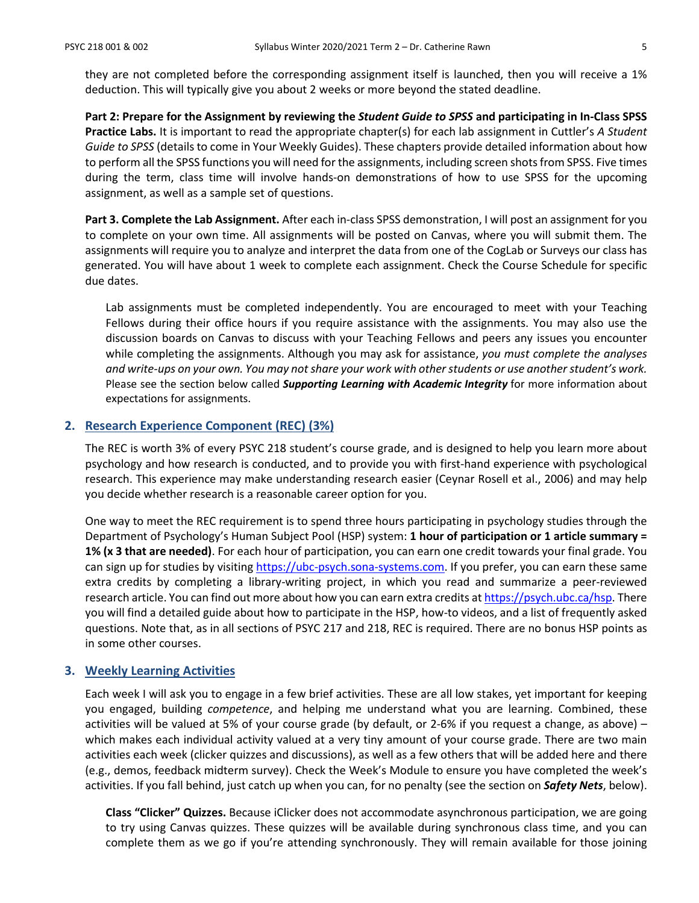they are not completed before the corresponding assignment itself is launched, then you will receive a 1% deduction. This will typically give you about 2 weeks or more beyond the stated deadline.

**Part 2: Prepare for the Assignment by reviewing the *Student Guide to SPSS* and participating in In-Class SPSS Practice Labs.** It is important to read the appropriate chapter(s) for each lab assignment in Cuttler's *A Student Guide to SPSS* (details to come in Your Weekly Guides). These chapters provide detailed information about how to perform all the SPSS functions you will need for the assignments, including screen shots from SPSS. Five times during the term, class time will involve hands-on demonstrations of how to use SPSS for the upcoming assignment, as well as a sample set of questions.

**Part 3. Complete the Lab Assignment.** After each in-class SPSS demonstration, I will post an assignment for you to complete on your own time. All assignments will be posted on Canvas, where you will submit them. The assignments will require you to analyze and interpret the data from one of the CogLab or Surveys our class has generated. You will have about 1 week to complete each assignment. Check the Course Schedule for specific due dates.

Lab assignments must be completed independently. You are encouraged to meet with your Teaching Fellows during their office hours if you require assistance with the assignments. You may also use the discussion boards on Canvas to discuss with your Teaching Fellows and peers any issues you encounter while completing the assignments. Although you may ask for assistance, *you must complete the analyses and write-ups on your own. You may not share your work with other students or use another student's work.* Please see the section below called ***Supporting Learning with Academic Integrity*** for more information about expectations for assignments.

## 2. Research Experience Component (REC) (3%)

The REC is worth 3% of every PSYC 218 student's course grade, and is designed to help you learn more about psychology and how research is conducted, and to provide you with first-hand experience with psychological research. This experience may make understanding research easier (Ceynar Rosell et al., 2006) and may help you decide whether research is a reasonable career option for you.

One way to meet the REC requirement is to spend three hours participating in psychology studies through the Department of Psychology's Human Subject Pool (HSP) system: **1 hour of participation or 1 article summary = 1% (x 3 that are needed)**. For each hour of participation, you can earn one credit towards your final grade. You can sign up for studies by visiting https://ubc-psych.sona-systems.com. If you prefer, you can earn these same extra credits by completing a library-writing project, in which you read and summarize a peer-reviewed research article. You can find out more about how you can earn extra credits at https://psych.ubc.ca/hsp. There you will find a detailed guide about how to participate in the HSP, how-to videos, and a list of frequently asked questions. Note that, as in all sections of PSYC 217 and 218, REC is required. There are no bonus HSP points as in some other courses.

## 3. Weekly Learning Activities

Each week I will ask you to engage in a few brief activities. These are all low stakes, yet important for keeping you engaged, building *competence*, and helping me understand what you are learning. Combined, these activities will be valued at 5% of your course grade (by default, or 2-6% if you request a change, as above) – which makes each individual activity valued at a very tiny amount of your course grade. There are two main activities each week (clicker quizzes and discussions), as well as a few others that will be added here and there (e.g., demos, feedback midterm survey). Check the Week's Module to ensure you have completed the week's activities. If you fall behind, just catch up when you can, for no penalty (see the section on ***Safety Nets***, below).

**Class "Clicker" Quizzes.** Because iClicker does not accommodate asynchronous participation, we are going to try using Canvas quizzes. These quizzes will be available during synchronous class time, and you can complete them as we go if you're attending synchronously. They will remain available for those joining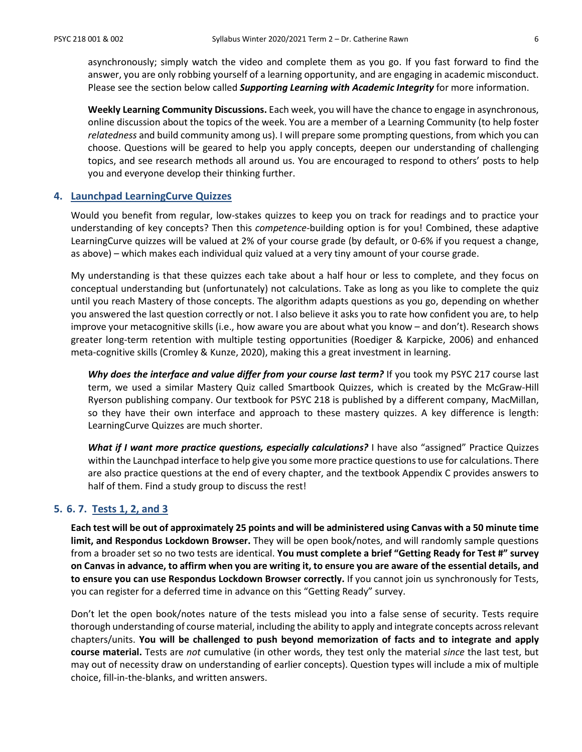asynchronously; simply watch the video and complete them as you go. If you fast forward to find the answer, you are only robbing yourself of a learning opportunity, and are engaging in academic misconduct. Please see the section below called ***Supporting Learning with Academic Integrity*** for more information.

**Weekly Learning Community Discussions.** Each week, you will have the chance to engage in asynchronous, online discussion about the topics of the week. You are a member of a Learning Community (to help foster *relatedness* and build community among us). I will prepare some prompting questions, from which you can choose. Questions will be geared to help you apply concepts, deepen our understanding of challenging topics, and see research methods all around us. You are encouraged to respond to others' posts to help you and everyone develop their thinking further.

## 4. Launchpad LearningCurve Quizzes

Would you benefit from regular, low-stakes quizzes to keep you on track for readings and to practice your understanding of key concepts? Then this *competence*-building option is for you! Combined, these adaptive LearningCurve quizzes will be valued at 2% of your course grade (by default, or 0-6% if you request a change, as above) – which makes each individual quiz valued at a very tiny amount of your course grade.

My understanding is that these quizzes each take about a half hour or less to complete, and they focus on conceptual understanding but (unfortunately) not calculations. Take as long as you like to complete the quiz until you reach Mastery of those concepts. The algorithm adapts questions as you go, depending on whether you answered the last question correctly or not. I also believe it asks you to rate how confident you are, to help improve your metacognitive skills (i.e., how aware you are about what you know – and don't). Research shows greater long-term retention with multiple testing opportunities (Roediger & Karpicke, 2006) and enhanced meta-cognitive skills (Cromley & Kunze, 2020), making this a great investment in learning.

***Why does the interface and value differ from your course last term?*** If you took my PSYC 217 course last term, we used a similar Mastery Quiz called Smartbook Quizzes, which is created by the McGraw-Hill Ryerson publishing company. Our textbook for PSYC 218 is published by a different company, MacMillan, so they have their own interface and approach to these mastery quizzes. A key difference is length: LearningCurve Quizzes are much shorter.

***What if I want more practice questions, especially calculations?*** I have also "assigned" Practice Quizzes within the Launchpad interface to help give you some more practice questions to use for calculations. There are also practice questions at the end of every chapter, and the textbook Appendix C provides answers to half of them. Find a study group to discuss the rest!

## 5. 6. 7. Tests 1, 2, and 3

**Each test will be out of approximately 25 points and will be administered using Canvas with a 50 minute time limit, and Respondus Lockdown Browser.** They will be open book/notes, and will randomly sample questions from a broader set so no two tests are identical. **You must complete a brief "Getting Ready for Test #" survey on Canvas in advance, to affirm when you are writing it, to ensure you are aware of the essential details, and to ensure you can use Respondus Lockdown Browser correctly.** If you cannot join us synchronously for Tests, you can register for a deferred time in advance on this "Getting Ready" survey.

Don't let the open book/notes nature of the tests mislead you into a false sense of security. Tests require thorough understanding of course material, including the ability to apply and integrate concepts across relevant chapters/units. **You will be challenged to push beyond memorization of facts and to integrate and apply course material.** Tests are *not* cumulative (in other words, they test only the material *since* the last test, but may out of necessity draw on understanding of earlier concepts). Question types will include a mix of multiple choice, fill-in-the-blanks, and written answers.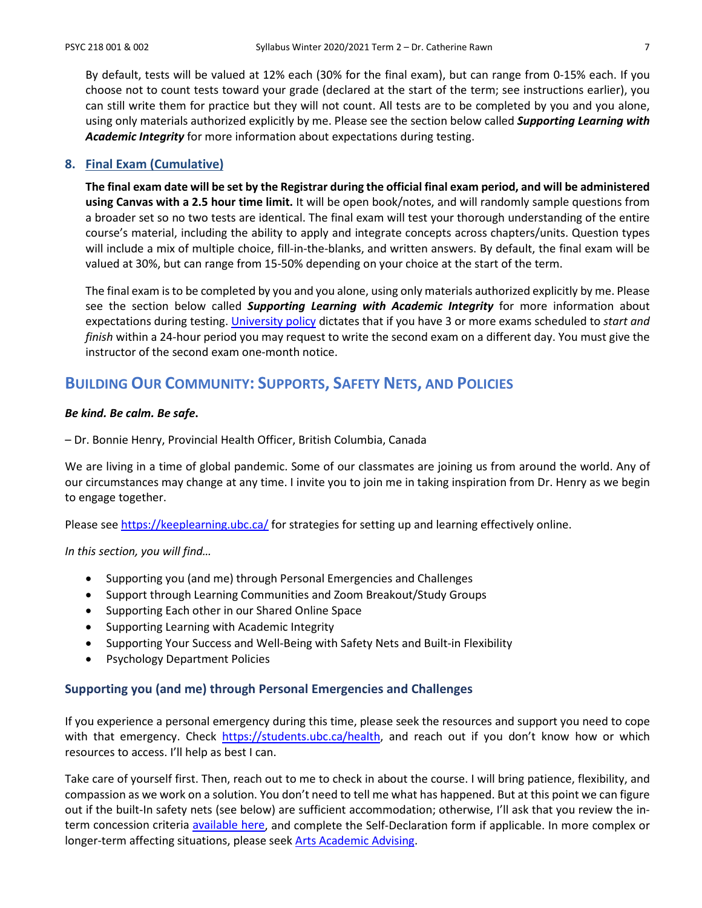By default, tests will be valued at 12% each (30% for the final exam), but can range from 0-15% each. If you choose not to count tests toward your grade (declared at the start of the term; see instructions earlier), you can still write them for practice but they will not count. All tests are to be completed by you and you alone, using only materials authorized explicitly by me. Please see the section below called ***Supporting Learning with Academic Integrity*** for more information about expectations during testing.

### 8. Final Exam (Cumulative)

**The final exam date will be set by the Registrar during the official final exam period, and will be administered using Canvas with a 2.5 hour time limit.** It will be open book/notes, and will randomly sample questions from a broader set so no two tests are identical. The final exam will test your thorough understanding of the entire course's material, including the ability to apply and integrate concepts across chapters/units. Question types will include a mix of multiple choice, fill-in-the-blanks, and written answers. By default, the final exam will be valued at 30%, but can range from 15-50% depending on your choice at the start of the term.

The final exam is to be completed by you and you alone, using only materials authorized explicitly by me. Please see the section below called ***Supporting Learning with Academic Integrity*** for more information about expectations during testing. University policy dictates that if you have 3 or more exams scheduled to *start and finish* within a 24-hour period you may request to write the second exam on a different day. You must give the instructor of the second exam one-month notice.

## Building Our Community: Supports, Safety Nets, and Policies

***Be kind. Be calm. Be safe*.**

– Dr. Bonnie Henry, Provincial Health Officer, British Columbia, Canada

We are living in a time of global pandemic. Some of our classmates are joining us from around the world. Any of our circumstances may change at any time. I invite you to join me in taking inspiration from Dr. Henry as we begin to engage together.

Please see https://keeplearning.ubc.ca/ for strategies for setting up and learning effectively online.

*In this section, you will find…*

- Supporting you (and me) through Personal Emergencies and Challenges
- Support through Learning Communities and Zoom Breakout/Study Groups
- Supporting Each other in our Shared Online Space
- Supporting Learning with Academic Integrity
- Supporting Your Success and Well-Being with Safety Nets and Built-in Flexibility
- Psychology Department Policies

### Supporting you (and me) through Personal Emergencies and Challenges

If you experience a personal emergency during this time, please seek the resources and support you need to cope with that emergency. Check https://students.ubc.ca/health, and reach out if you don't know how or which resources to access. I'll help as best I can.

Take care of yourself first. Then, reach out to me to check in about the course. I will bring patience, flexibility, and compassion as we work on a solution. You don't need to tell me what has happened. But at this point we can figure out if the built-In safety nets (see below) are sufficient accommodation; otherwise, I'll ask that you review the in-term concession criteria available here, and complete the Self-Declaration form if applicable. In more complex or longer-term affecting situations, please seek Arts Academic Advising.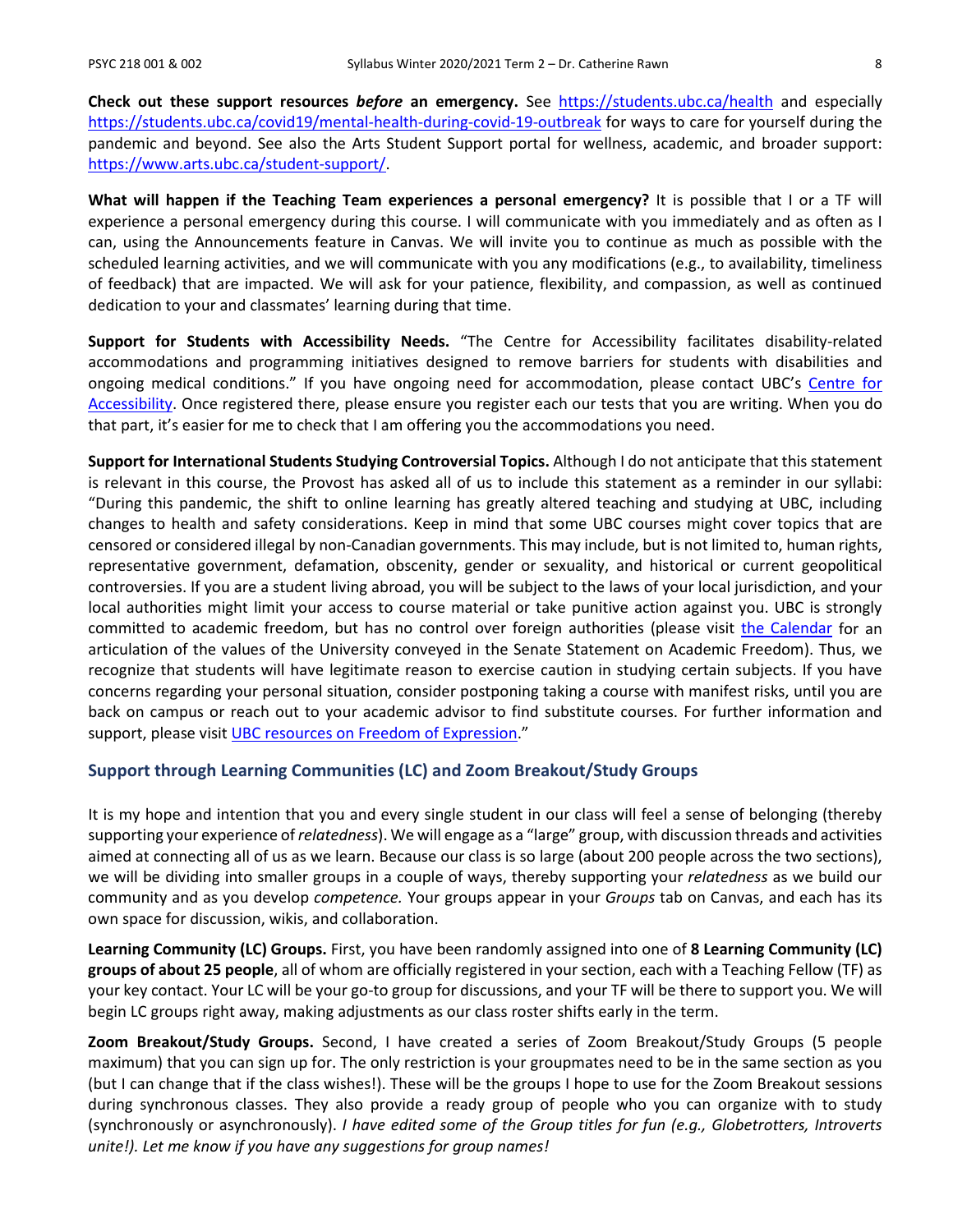**Check out these support resources *before* an emergency.** See [https://students.ubc.ca/health](https://students.ubc.ca/health) and especially [https://students.ubc.ca/covid19/mental-health-during-covid-19-outbreak](https://students.ubc.ca/covid19/mental-health-during-covid-19-outbreak) for ways to care for yourself during the pandemic and beyond. See also the Arts Student Support portal for wellness, academic, and broader support: [https://www.arts.ubc.ca/student-support/](https://www.arts.ubc.ca/student-support/).

**What will happen if the Teaching Team experiences a personal emergency?** It is possible that I or a TF will experience a personal emergency during this course. I will communicate with you immediately and as often as I can, using the Announcements feature in Canvas. We will invite you to continue as much as possible with the scheduled learning activities, and we will communicate with you any modifications (e.g., to availability, timeliness of feedback) that are impacted. We will ask for your patience, flexibility, and compassion, as well as continued dedication to your and classmates' learning during that time.

**Support for Students with Accessibility Needs.** "The Centre for Accessibility facilitates disability-related accommodations and programming initiatives designed to remove barriers for students with disabilities and ongoing medical conditions." If you have ongoing need for accommodation, please contact UBC's Centre for Accessibility. Once registered there, please ensure you register each our tests that you are writing. When you do that part, it's easier for me to check that I am offering you the accommodations you need.

**Support for International Students Studying Controversial Topics.** Although I do not anticipate that this statement is relevant in this course, the Provost has asked all of us to include this statement as a reminder in our syllabi: "During this pandemic, the shift to online learning has greatly altered teaching and studying at UBC, including changes to health and safety considerations. Keep in mind that some UBC courses might cover topics that are censored or considered illegal by non-Canadian governments. This may include, but is not limited to, human rights, representative government, defamation, obscenity, gender or sexuality, and historical or current geopolitical controversies. If you are a student living abroad, you will be subject to the laws of your local jurisdiction, and your local authorities might limit your access to course material or take punitive action against you. UBC is strongly committed to academic freedom, but has no control over foreign authorities (please visit the Calendar for an articulation of the values of the University conveyed in the Senate Statement on Academic Freedom). Thus, we recognize that students will have legitimate reason to exercise caution in studying certain subjects. If you have concerns regarding your personal situation, consider postponing taking a course with manifest risks, until you are back on campus or reach out to your academic advisor to find substitute courses. For further information and support, please visit UBC resources on Freedom of Expression."

## Support through Learning Communities (LC) and Zoom Breakout/Study Groups

It is my hope and intention that you and every single student in our class will feel a sense of belonging (thereby supporting your experience of *relatedness*). We will engage as a "large" group, with discussion threads and activities aimed at connecting all of us as we learn. Because our class is so large (about 200 people across the two sections), we will be dividing into smaller groups in a couple of ways, thereby supporting your *relatedness* as we build our community and as you develop *competence.* Your groups appear in your *Groups* tab on Canvas, and each has its own space for discussion, wikis, and collaboration.

**Learning Community (LC) Groups.** First, you have been randomly assigned into one of **8 Learning Community (LC) groups of about 25 people**, all of whom are officially registered in your section, each with a Teaching Fellow (TF) as your key contact. Your LC will be your go-to group for discussions, and your TF will be there to support you. We will begin LC groups right away, making adjustments as our class roster shifts early in the term.

**Zoom Breakout/Study Groups.** Second, I have created a series of Zoom Breakout/Study Groups (5 people maximum) that you can sign up for. The only restriction is your groupmates need to be in the same section as you (but I can change that if the class wishes!). These will be the groups I hope to use for the Zoom Breakout sessions during synchronous classes. They also provide a ready group of people who you can organize with to study (synchronously or asynchronously). *I have edited some of the Group titles for fun (e.g., Globetrotters, Introverts unite!). Let me know if you have any suggestions for group names!*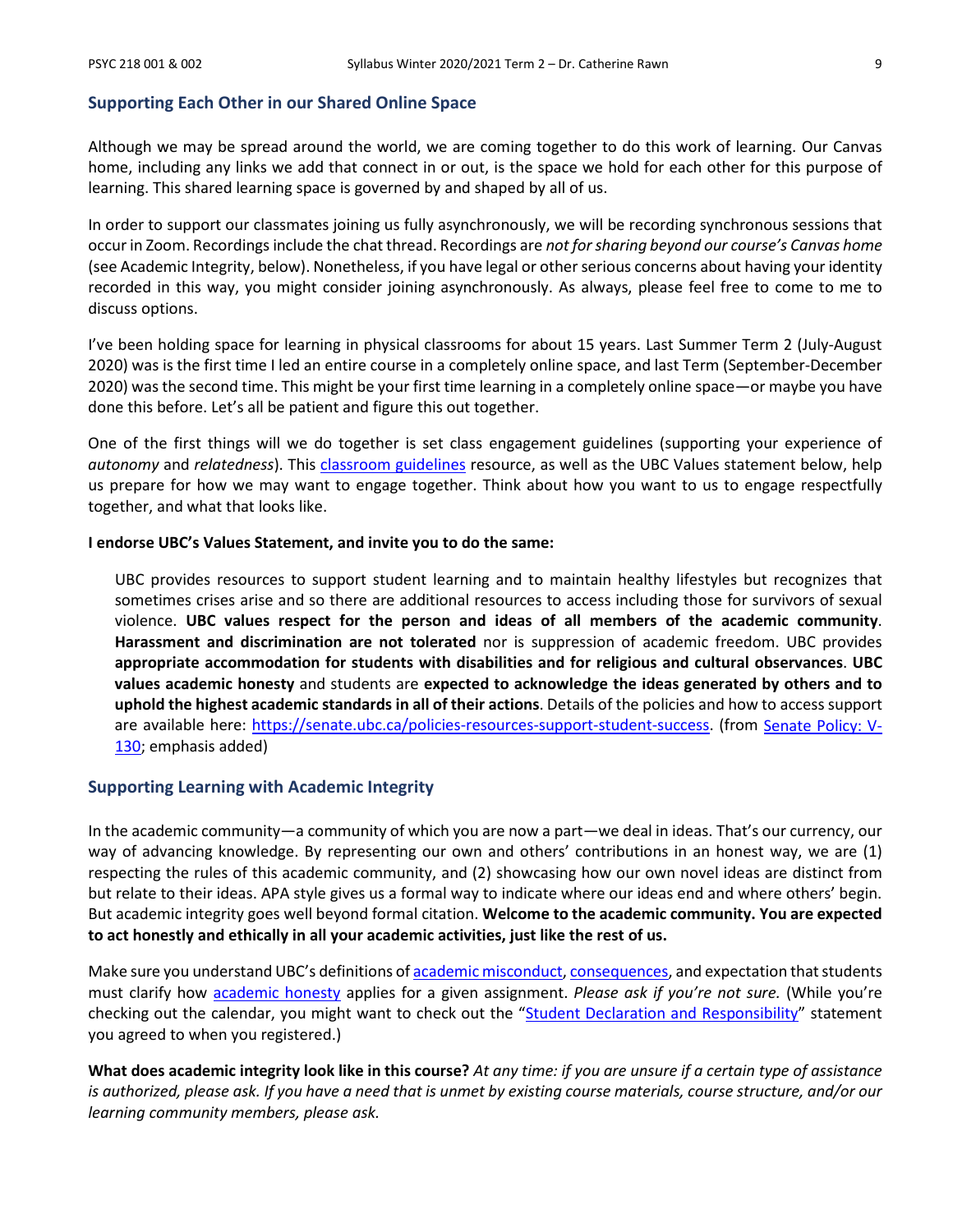## Supporting Each Other in our Shared Online Space

Although we may be spread around the world, we are coming together to do this work of learning. Our Canvas home, including any links we add that connect in or out, is the space we hold for each other for this purpose of learning. This shared learning space is governed by and shaped by all of us.

In order to support our classmates joining us fully asynchronously, we will be recording synchronous sessions that occur in Zoom. Recordings include the chat thread. Recordings are *not for sharing beyond our course's Canvas home* (see Academic Integrity, below). Nonetheless, if you have legal or other serious concerns about having your identity recorded in this way, you might consider joining asynchronously. As always, please feel free to come to me to discuss options.

I've been holding space for learning in physical classrooms for about 15 years. Last Summer Term 2 (July-August 2020) was is the first time I led an entire course in a completely online space, and last Term (September-December 2020) was the second time. This might be your first time learning in a completely online space—or maybe you have done this before. Let's all be patient and figure this out together.

One of the first things will we do together is set class engagement guidelines (supporting your experience of *autonomy* and *relatedness*). This classroom guidelines resource, as well as the UBC Values statement below, help us prepare for how we may want to engage together. Think about how you want to us to engage respectfully together, and what that looks like.

**I endorse UBC's Values Statement, and invite you to do the same:**

> UBC provides resources to support student learning and to maintain healthy lifestyles but recognizes that sometimes crises arise and so there are additional resources to access including those for survivors of sexual violence. **UBC values respect for the person and ideas of all members of the academic community**. **Harassment and discrimination are not tolerated** nor is suppression of academic freedom. UBC provides **appropriate accommodation for students with disabilities and for religious and cultural observances**. **UBC values academic honesty** and students are **expected to acknowledge the ideas generated by others and to uphold the highest academic standards in all of their actions**. Details of the policies and how to access support are available here: https://senate.ubc.ca/policies-resources-support-student-success. (from Senate Policy: V-130; emphasis added)

## Supporting Learning with Academic Integrity

In the academic community—a community of which you are now a part—we deal in ideas. That's our currency, our way of advancing knowledge. By representing our own and others' contributions in an honest way, we are (1) respecting the rules of this academic community, and (2) showcasing how our own novel ideas are distinct from but relate to their ideas. APA style gives us a formal way to indicate where our ideas end and where others' begin. But academic integrity goes well beyond formal citation. **Welcome to the academic community. You are expected to act honestly and ethically in all your academic activities, just like the rest of us.**

Make sure you understand UBC's definitions of academic misconduct, consequences, and expectation that students must clarify how academic honesty applies for a given assignment. *Please ask if you're not sure.* (While you're checking out the calendar, you might want to check out the "Student Declaration and Responsibility" statement you agreed to when you registered.)

**What does academic integrity look like in this course?** *At any time: if you are unsure if a certain type of assistance is authorized, please ask. If you have a need that is unmet by existing course materials, course structure, and/or our learning community members, please ask.*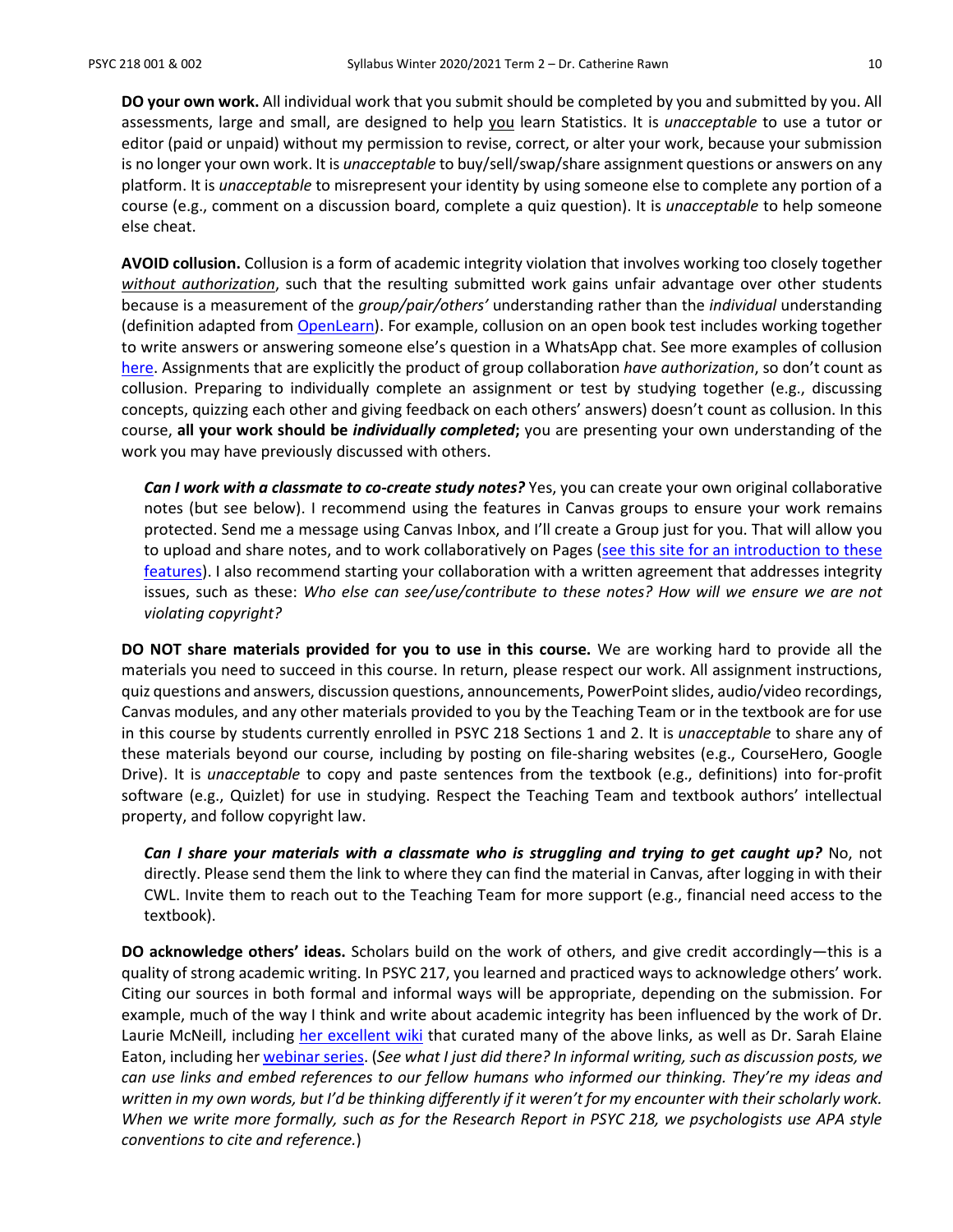**DO your own work.** All individual work that you submit should be completed by you and submitted by you. All assessments, large and small, are designed to help you learn Statistics. It is *unacceptable* to use a tutor or editor (paid or unpaid) without my permission to revise, correct, or alter your work, because your submission is no longer your own work. It is *unacceptable* to buy/sell/swap/share assignment questions or answers on any platform. It is *unacceptable* to misrepresent your identity by using someone else to complete any portion of a course (e.g., comment on a discussion board, complete a quiz question). It is *unacceptable* to help someone else cheat.

**AVOID collusion.** Collusion is a form of academic integrity violation that involves working too closely together *without authorization*, such that the resulting submitted work gains unfair advantage over other students because is a measurement of the *group/pair/others'* understanding rather than the *individual* understanding (definition adapted from OpenLearn). For example, collusion on an open book test includes working together to write answers or answering someone else's question in a WhatsApp chat. See more examples of collusion here. Assignments that are explicitly the product of group collaboration *have authorization*, so don't count as collusion. Preparing to individually complete an assignment or test by studying together (e.g., discussing concepts, quizzing each other and giving feedback on each others' answers) doesn't count as collusion. In this course, **all your work should be *individually completed*;** you are presenting your own understanding of the work you may have previously discussed with others.

> ***Can I work with a classmate to co-create study notes?*** Yes, you can create your own original collaborative notes (but see below). I recommend using the features in Canvas groups to ensure your work remains protected. Send me a message using Canvas Inbox, and I'll create a Group just for you. That will allow you to upload and share notes, and to work collaboratively on Pages (see this site for an introduction to these features). I also recommend starting your collaboration with a written agreement that addresses integrity issues, such as these: *Who else can see/use/contribute to these notes? How will we ensure we are not violating copyright?*

**DO NOT share materials provided for you to use in this course.** We are working hard to provide all the materials you need to succeed in this course. In return, please respect our work. All assignment instructions, quiz questions and answers, discussion questions, announcements, PowerPoint slides, audio/video recordings, Canvas modules, and any other materials provided to you by the Teaching Team or in the textbook are for use in this course by students currently enrolled in PSYC 218 Sections 1 and 2. It is *unacceptable* to share any of these materials beyond our course, including by posting on file-sharing websites (e.g., CourseHero, Google Drive). It is *unacceptable* to copy and paste sentences from the textbook (e.g., definitions) into for-profit software (e.g., Quizlet) for use in studying. Respect the Teaching Team and textbook authors' intellectual property, and follow copyright law.

> ***Can I share your materials with a classmate who is struggling and trying to get caught up?*** No, not directly. Please send them the link to where they can find the material in Canvas, after logging in with their CWL. Invite them to reach out to the Teaching Team for more support (e.g., financial need access to the textbook).

**DO acknowledge others' ideas.** Scholars build on the work of others, and give credit accordingly—this is a quality of strong academic writing. In PSYC 217, you learned and practiced ways to acknowledge others' work. Citing our sources in both formal and informal ways will be appropriate, depending on the submission. For example, much of the way I think and write about academic integrity has been influenced by the work of Dr. Laurie McNeill, including her excellent wiki that curated many of the above links, as well as Dr. Sarah Elaine Eaton, including her webinar series. (*See what I just did there? In informal writing, such as discussion posts, we can use links and embed references to our fellow humans who informed our thinking. They're my ideas and written in my own words, but I'd be thinking differently if it weren't for my encounter with their scholarly work. When we write more formally, such as for the Research Report in PSYC 218, we psychologists use APA style conventions to cite and reference.*)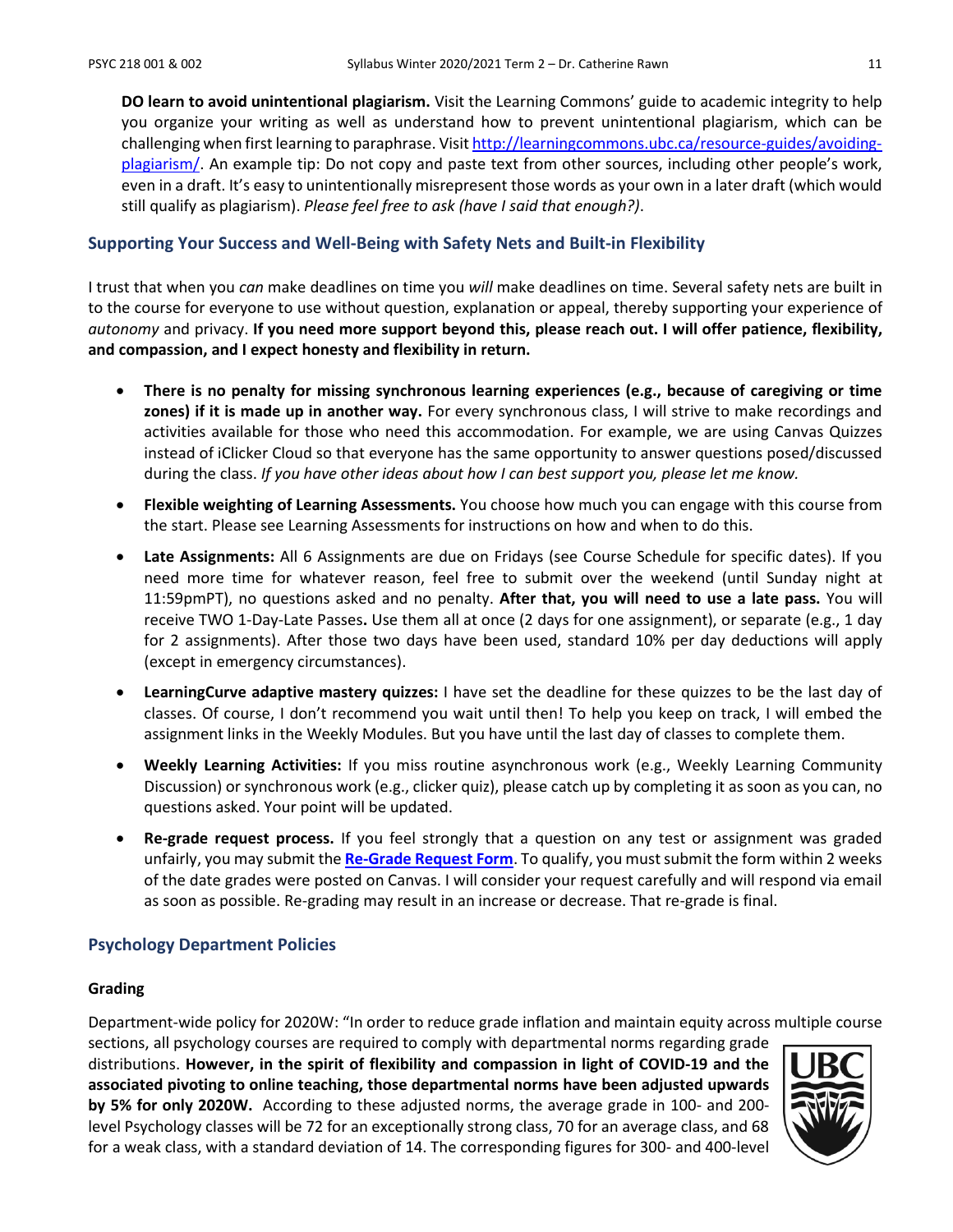**DO learn to avoid unintentional plagiarism.** Visit the Learning Commons' guide to academic integrity to help you organize your writing as well as understand how to prevent unintentional plagiarism, which can be challenging when first learning to paraphrase. Visit [http://learningcommons.ubc.ca/resource-guides/avoiding-plagiarism/](http://learningcommons.ubc.ca/resource-guides/avoiding-plagiarism/). An example tip: Do not copy and paste text from other sources, including other people's work, even in a draft. It's easy to unintentionally misrepresent those words as your own in a later draft (which would still qualify as plagiarism). *Please feel free to ask (have I said that enough?)*.

## Supporting Your Success and Well-Being with Safety Nets and Built-in Flexibility

I trust that when you *can* make deadlines on time you *will* make deadlines on time. Several safety nets are built in to the course for everyone to use without question, explanation or appeal, thereby supporting your experience of *autonomy* and privacy. **If you need more support beyond this, please reach out. I will offer patience, flexibility, and compassion, and I expect honesty and flexibility in return.**

- **There is no penalty for missing synchronous learning experiences (e.g., because of caregiving or time zones) if it is made up in another way.** For every synchronous class, I will strive to make recordings and activities available for those who need this accommodation. For example, we are using Canvas Quizzes instead of iClicker Cloud so that everyone has the same opportunity to answer questions posed/discussed during the class. *If you have other ideas about how I can best support you, please let me know.*
- **Flexible weighting of Learning Assessments.** You choose how much you can engage with this course from the start. Please see Learning Assessments for instructions on how and when to do this.
- **Late Assignments:** All 6 Assignments are due on Fridays (see Course Schedule for specific dates). If you need more time for whatever reason, feel free to submit over the weekend (until Sunday night at 11:59pmPT), no questions asked and no penalty. **After that, you will need to use a late pass.** You will receive TWO 1-Day-Late Passes**.** Use them all at once (2 days for one assignment), or separate (e.g., 1 day for 2 assignments). After those two days have been used, standard 10% per day deductions will apply (except in emergency circumstances).
- **LearningCurve adaptive mastery quizzes:** I have set the deadline for these quizzes to be the last day of classes. Of course, I don't recommend you wait until then! To help you keep on track, I will embed the assignment links in the Weekly Modules. But you have until the last day of classes to complete them.
- **Weekly Learning Activities:** If you miss routine asynchronous work (e.g., Weekly Learning Community Discussion) or synchronous work (e.g., clicker quiz), please catch up by completing it as soon as you can, no questions asked. Your point will be updated.
- **Re-grade request process.** If you feel strongly that a question on any test or assignment was graded unfairly, you may submit the **Re-Grade Request Form**. To qualify, you must submit the form within 2 weeks of the date grades were posted on Canvas. I will consider your request carefully and will respond via email as soon as possible. Re-grading may result in an increase or decrease. That re-grade is final.

## Psychology Department Policies

### Grading

Department-wide policy for 2020W: "In order to reduce grade inflation and maintain equity across multiple course sections, all psychology courses are required to comply with departmental norms regarding grade distributions. **However, in the spirit of flexibility and compassion in light of COVID-19 and the associated pivoting to online teaching, those departmental norms have been adjusted upwards by 5% for only 2020W.** According to these adjusted norms, the average grade in 100- and 200-level Psychology classes will be 72 for an exceptionally strong class, 70 for an average class, and 68 for a weak class, with a standard deviation of 14. The corresponding figures for 300- and 400-level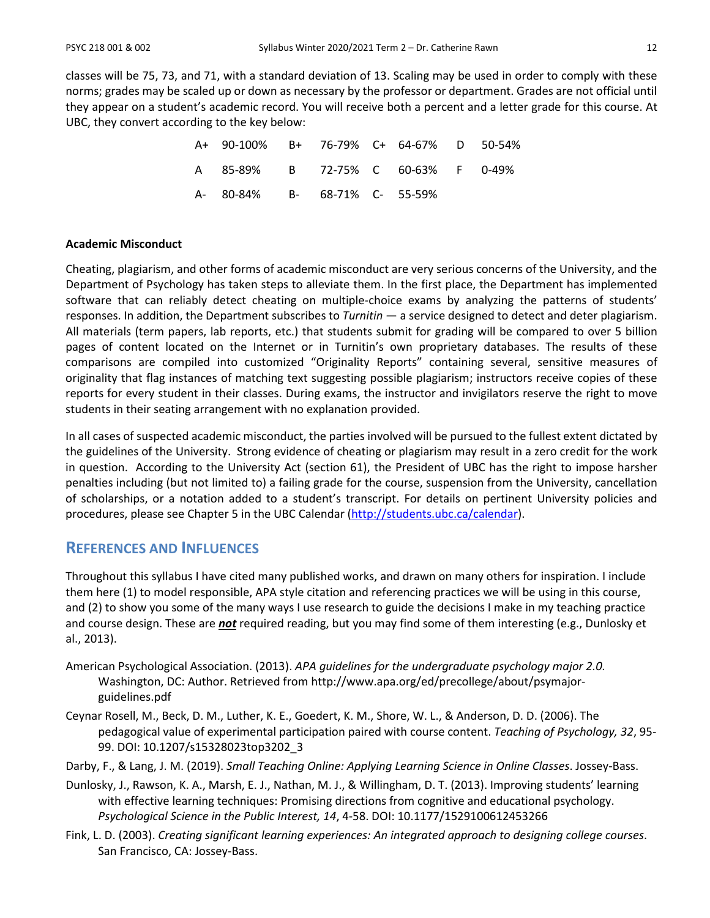classes will be 75, 73, and 71, with a standard deviation of 13. Scaling may be used in order to comply with these norms; grades may be scaled up or down as necessary by the professor or department. Grades are not official until they appear on a student's academic record. You will receive both a percent and a letter grade for this course. At UBC, they convert according to the key below:

| | | | | | | | |
|---|---|---|---|---|---|---|---|
| A+ | 90-100% | B+ | 76-79% | C+ | 64-67% | D | 50-54% |
| A | 85-89% | B | 72-75% | C | 60-63% | F | 0-49% |
| A- | 80-84% | B- | 68-71% | C- | 55-59% | | |

**Academic Misconduct**

Cheating, plagiarism, and other forms of academic misconduct are very serious concerns of the University, and the Department of Psychology has taken steps to alleviate them. In the first place, the Department has implemented software that can reliably detect cheating on multiple-choice exams by analyzing the patterns of students' responses. In addition, the Department subscribes to *Turnitin* — a service designed to detect and deter plagiarism. All materials (term papers, lab reports, etc.) that students submit for grading will be compared to over 5 billion pages of content located on the Internet or in Turnitin's own proprietary databases. The results of these comparisons are compiled into customized "Originality Reports" containing several, sensitive measures of originality that flag instances of matching text suggesting possible plagiarism; instructors receive copies of these reports for every student in their classes. During exams, the instructor and invigilators reserve the right to move students in their seating arrangement with no explanation provided.

In all cases of suspected academic misconduct, the parties involved will be pursued to the fullest extent dictated by the guidelines of the University. Strong evidence of cheating or plagiarism may result in a zero credit for the work in question. According to the University Act (section 61), the President of UBC has the right to impose harsher penalties including (but not limited to) a failing grade for the course, suspension from the University, cancellation of scholarships, or a notation added to a student's transcript. For details on pertinent University policies and procedures, please see Chapter 5 in the UBC Calendar (http://students.ubc.ca/calendar).

## References and Influences

Throughout this syllabus I have cited many published works, and drawn on many others for inspiration. I include them here (1) to model responsible, APA style citation and referencing practices we will be using in this course, and (2) to show you some of the many ways I use research to guide the decisions I make in my teaching practice and course design. These are ***not*** required reading, but you may find some of them interesting (e.g., Dunlosky et al., 2013).

American Psychological Association. (2013). *APA guidelines for the undergraduate psychology major 2.0.* Washington, DC: Author. Retrieved from http://www.apa.org/ed/precollege/about/psymajor-guidelines.pdf

Ceynar Rosell, M., Beck, D. M., Luther, K. E., Goedert, K. M., Shore, W. L., & Anderson, D. D. (2006). The pedagogical value of experimental participation paired with course content. *Teaching of Psychology, 32*, 95-99. DOI: 10.1207/s15328023top3202_3

Darby, F., & Lang, J. M. (2019). *Small Teaching Online: Applying Learning Science in Online Classes*. Jossey-Bass.

Dunlosky, J., Rawson, K. A., Marsh, E. J., Nathan, M. J., & Willingham, D. T. (2013). Improving students' learning with effective learning techniques: Promising directions from cognitive and educational psychology. *Psychological Science in the Public Interest, 14*, 4-58. DOI: 10.1177/1529100612453266

Fink, L. D. (2003). *Creating significant learning experiences: An integrated approach to designing college courses*. San Francisco, CA: Jossey-Bass.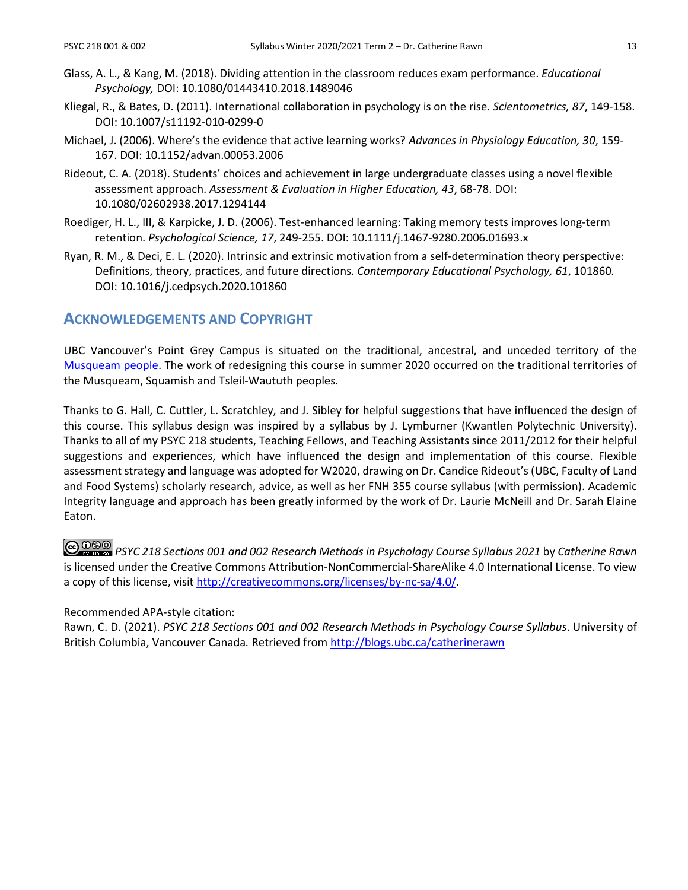Glass, A. L., & Kang, M. (2018). Dividing attention in the classroom reduces exam performance. *Educational Psychology,* DOI: 10.1080/01443410.2018.1489046

Kliegal, R., & Bates, D. (2011). International collaboration in psychology is on the rise. *Scientometrics, 87*, 149-158. DOI: 10.1007/s11192-010-0299-0

Michael, J. (2006). Where's the evidence that active learning works? *Advances in Physiology Education, 30*, 159-167. DOI: 10.1152/advan.00053.2006

Rideout, C. A. (2018). Students' choices and achievement in large undergraduate classes using a novel flexible assessment approach. *Assessment & Evaluation in Higher Education, 43*, 68-78. DOI: 10.1080/02602938.2017.1294144

Roediger, H. L., III, & Karpicke, J. D. (2006). Test-enhanced learning: Taking memory tests improves long-term retention. *Psychological Science, 17*, 249-255. DOI: 10.1111/j.1467-9280.2006.01693.x

Ryan, R. M., & Deci, E. L. (2020). Intrinsic and extrinsic motivation from a self-determination theory perspective: Definitions, theory, practices, and future directions. *Contemporary Educational Psychology, 61*, 101860. DOI: 10.1016/j.cedpsych.2020.101860

## Acknowledgements and Copyright

UBC Vancouver's Point Grey Campus is situated on the traditional, ancestral, and unceded territory of the [Musqueam people](). The work of redesigning this course in summer 2020 occurred on the traditional territories of the Musqueam, Squamish and Tsleil-Waututh peoples.

Thanks to G. Hall, C. Cuttler, L. Scratchley, and J. Sibley for helpful suggestions that have influenced the design of this course. This syllabus design was inspired by a syllabus by J. Lymburner (Kwantlen Polytechnic University). Thanks to all of my PSYC 218 students, Teaching Fellows, and Teaching Assistants since 2011/2012 for their helpful suggestions and experiences, which have influenced the design and implementation of this course. Flexible assessment strategy and language was adopted for W2020, drawing on Dr. Candice Rideout's (UBC, Faculty of Land and Food Systems) scholarly research, advice, as well as her FNH 355 course syllabus (with permission). Academic Integrity language and approach has been greatly informed by the work of Dr. Laurie McNeill and Dr. Sarah Elaine Eaton.

*PSYC 218 Sections 001 and 002 Research Methods in Psychology Course Syllabus 2021* by *Catherine Rawn* is licensed under the Creative Commons Attribution-NonCommercial-ShareAlike 4.0 International License. To view a copy of this license, visit http://creativecommons.org/licenses/by-nc-sa/4.0/.

Recommended APA-style citation:
Rawn, C. D. (2021). *PSYC 218 Sections 001 and 002 Research Methods in Psychology Course Syllabus*. University of British Columbia, Vancouver Canada*.* Retrieved from http://blogs.ubc.ca/catherinerawn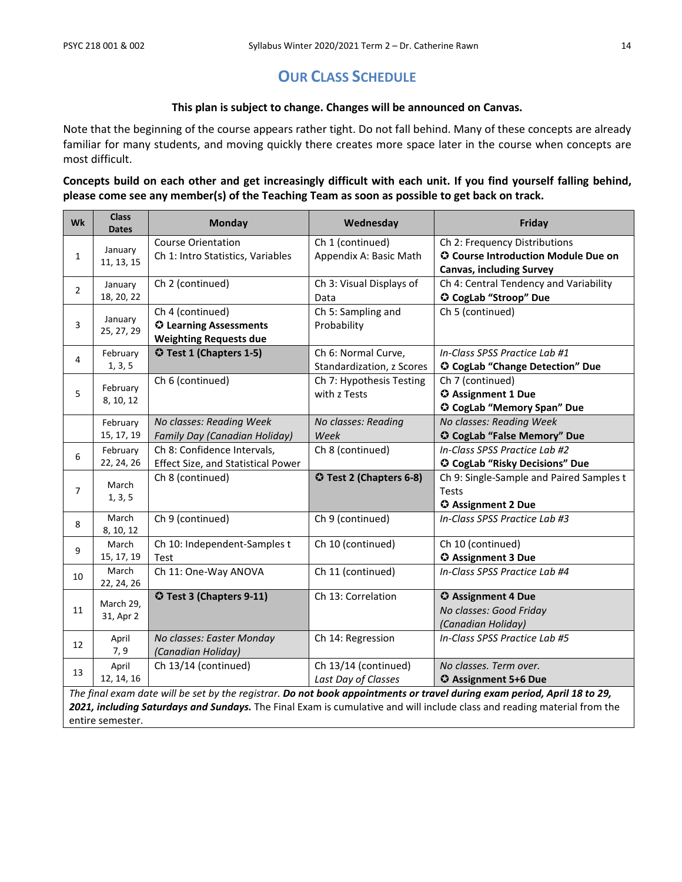# Our Class Schedule

**This plan is subject to change. Changes will be announced on Canvas.**

Note that the beginning of the course appears rather tight. Do not fall behind. Many of these concepts are already familiar for many students, and moving quickly there creates more space later in the course when concepts are most difficult.

**Concepts build on each other and get increasingly difficult with each unit. If you find yourself falling behind, please come see any member(s) of the Teaching Team as soon as possible to get back on track.**

| Wk | Class Dates | Monday | Wednesday | Friday |
|---|---|---|---|---|
| 1 | January 11, 13, 15 | Course Orientation<br>Ch 1: Intro Statistics, Variables | Ch 1 (continued)<br>Appendix A: Basic Math | Ch 2: Frequency Distributions<br>✪ **Course Introduction Module Due on Canvas, including Survey** |
| 2 | January 18, 20, 22 | Ch 2 (continued) | Ch 3: Visual Displays of Data | Ch 4: Central Tendency and Variability<br>✪ **CogLab "Stroop" Due** |
| 3 | January 25, 27, 29 | Ch 4 (continued)<br>✪ **Learning Assessments Weighting Requests due** | Ch 5: Sampling and Probability | Ch 5 (continued) |
| 4 | February 1, 3, 5 | ✪ **Test 1 (Chapters 1-5)** | Ch 6: Normal Curve, Standardization, z Scores | *In-Class SPSS Practice Lab #1*<br>✪ **CogLab "Change Detection" Due** |
| 5 | February 8, 10, 12 | Ch 6 (continued) | Ch 7: Hypothesis Testing with z Tests | Ch 7 (continued)<br>✪ **Assignment 1 Due**<br>✪ **CogLab "Memory Span" Due** |
| | February 15, 17, 19 | *No classes: Reading Week*<br>*Family Day (Canadian Holiday)* | *No classes: Reading Week* | *No classes: Reading Week*<br>✪ **CogLab "False Memory" Due** |
| 6 | February 22, 24, 26 | Ch 8: Confidence Intervals, Effect Size, and Statistical Power | Ch 8 (continued) | *In-Class SPSS Practice Lab #2*<br>✪ **CogLab "Risky Decisions" Due** |
| 7 | March 1, 3, 5 | Ch 8 (continued) | ✪ **Test 2 (Chapters 6-8)** | Ch 9: Single-Sample and Paired Samples t Tests<br>✪ **Assignment 2 Due** |
| 8 | March 8, 10, 12 | Ch 9 (continued) | Ch 9 (continued) | *In-Class SPSS Practice Lab #3* |
| 9 | March 15, 17, 19 | Ch 10: Independent-Samples t Test | Ch 10 (continued) | Ch 10 (continued)<br>✪ **Assignment 3 Due** |
| 10 | March 22, 24, 26 | Ch 11: One-Way ANOVA | Ch 11 (continued) | *In-Class SPSS Practice Lab #4* |
| 11 | March 29, 31, Apr 2 | ✪ **Test 3 (Chapters 9-11)** | Ch 13: Correlation | ✪ **Assignment 4 Due**<br>*No classes: Good Friday (Canadian Holiday)* |
| 12 | April 7, 9 | *No classes: Easter Monday (Canadian Holiday)* | Ch 14: Regression | *In-Class SPSS Practice Lab #5* |
| 13 | April 12, 14, 16 | Ch 13/14 (continued) | Ch 13/14 (continued)<br>*Last Day of Classes* | *No classes. Term over.*<br>✪ **Assignment 5+6 Due** |

*The final exam date will be set by the registrar.* ***Do not book appointments or travel during exam period, April 18 to 29, 2021, including Saturdays and Sundays.*** The Final Exam is cumulative and will include class and reading material from the entire semester.